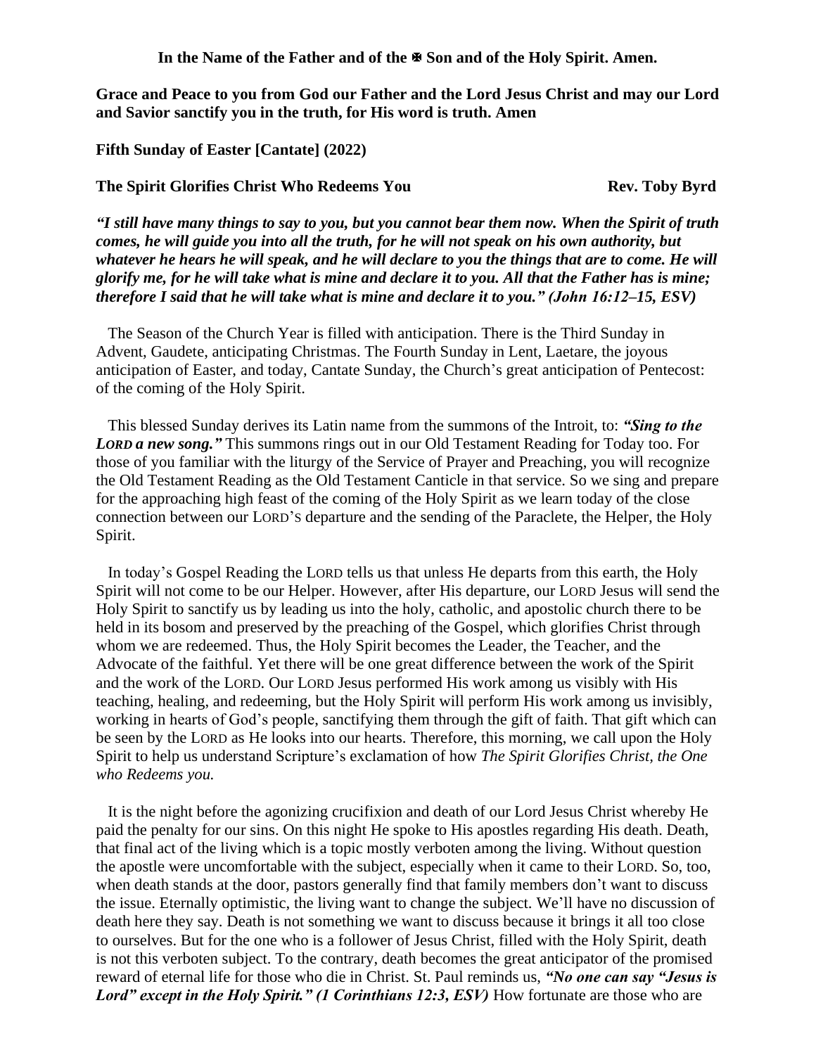**In the Name of the Father and of the ✠ Son and of the Holy Spirit. Amen.**

**Grace and Peace to you from God our Father and the Lord Jesus Christ and may our Lord and Savior sanctify you in the truth, for His word is truth. Amen**

**Fifth Sunday of Easter [Cantate] (2022)**

**The Spirit Glorifies Christ Who Redeems You** **Rev. Toby Byrd**

***"I still have many things to say to you, but you cannot bear them now. When the Spirit of truth comes, he will guide you into all the truth, for he will not speak on his own authority, but whatever he hears he will speak, and he will declare to you the things that are to come. He will glorify me, for he will take what is mine and declare it to you. All that the Father has is mine; therefore I said that he will take what is mine and declare it to you." (John 16:12–15, ESV)***

The Season of the Church Year is filled with anticipation. There is the Third Sunday in Advent, Gaudete, anticipating Christmas. The Fourth Sunday in Lent, Laetare, the joyous anticipation of Easter, and today, Cantate Sunday, the Church's great anticipation of Pentecost: of the coming of the Holy Spirit.

This blessed Sunday derives its Latin name from the summons of the Introit, to: ***"Sing to the LORD a new song."*** This summons rings out in our Old Testament Reading for Today too. For those of you familiar with the liturgy of the Service of Prayer and Preaching, you will recognize the Old Testament Reading as the Old Testament Canticle in that service. So we sing and prepare for the approaching high feast of the coming of the Holy Spirit as we learn today of the close connection between our LORD'S departure and the sending of the Paraclete, the Helper, the Holy Spirit.

In today's Gospel Reading the LORD tells us that unless He departs from this earth, the Holy Spirit will not come to be our Helper. However, after His departure, our LORD Jesus will send the Holy Spirit to sanctify us by leading us into the holy, catholic, and apostolic church there to be held in its bosom and preserved by the preaching of the Gospel, which glorifies Christ through whom we are redeemed. Thus, the Holy Spirit becomes the Leader, the Teacher, and the Advocate of the faithful. Yet there will be one great difference between the work of the Spirit and the work of the LORD. Our LORD Jesus performed His work among us visibly with His teaching, healing, and redeeming, but the Holy Spirit will perform His work among us invisibly, working in hearts of God's people, sanctifying them through the gift of faith. That gift which can be seen by the LORD as He looks into our hearts. Therefore, this morning, we call upon the Holy Spirit to help us understand Scripture's exclamation of how *The Spirit Glorifies Christ, the One who Redeems you.*

It is the night before the agonizing crucifixion and death of our Lord Jesus Christ whereby He paid the penalty for our sins. On this night He spoke to His apostles regarding His death. Death, that final act of the living which is a topic mostly verboten among the living. Without question the apostle were uncomfortable with the subject, especially when it came to their LORD. So, too, when death stands at the door, pastors generally find that family members don't want to discuss the issue. Eternally optimistic, the living want to change the subject. We'll have no discussion of death here they say. Death is not something we want to discuss because it brings it all too close to ourselves. But for the one who is a follower of Jesus Christ, filled with the Holy Spirit, death is not this verboten subject. To the contrary, death becomes the great anticipator of the promised reward of eternal life for those who die in Christ. St. Paul reminds us, ***"No one can say "Jesus is Lord" except in the Holy Spirit." (1 Corinthians 12:3, ESV)*** How fortunate are those who are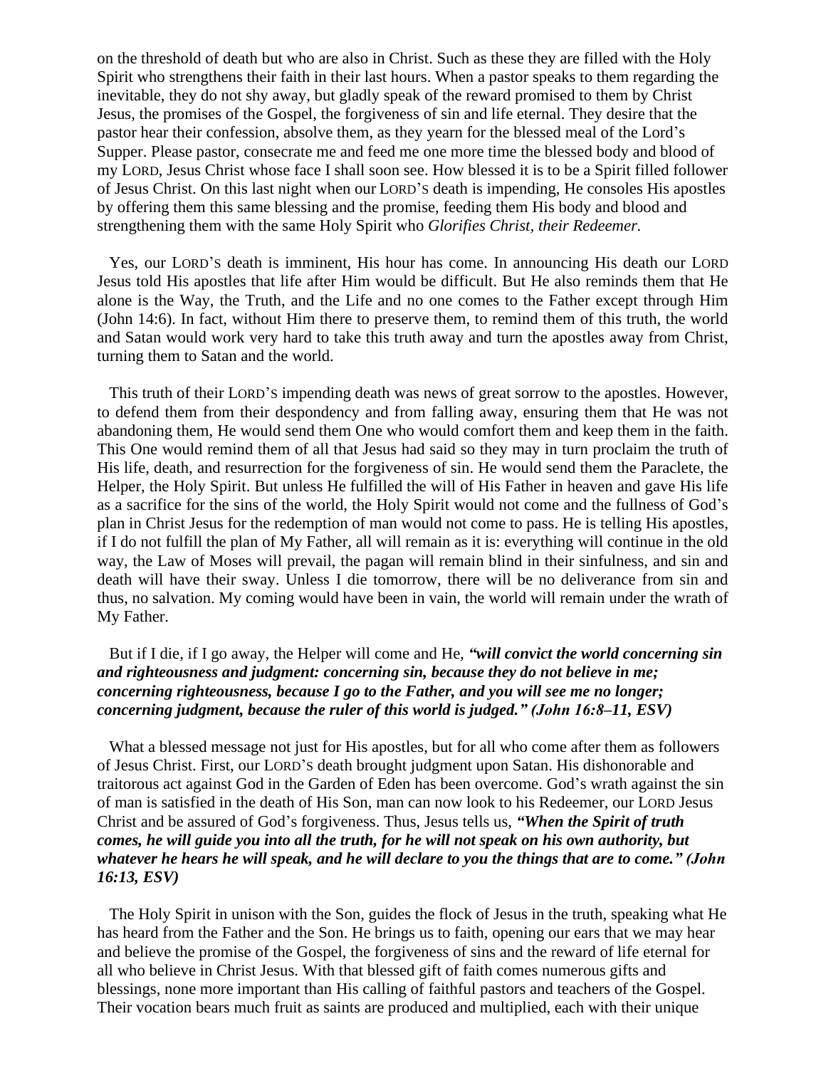on the threshold of death but who are also in Christ. Such as these they are filled with the Holy Spirit who strengthens their faith in their last hours. When a pastor speaks to them regarding the inevitable, they do not shy away, but gladly speak of the reward promised to them by Christ Jesus, the promises of the Gospel, the forgiveness of sin and life eternal. They desire that the pastor hear their confession, absolve them, as they yearn for the blessed meal of the Lord's Supper. Please pastor, consecrate me and feed me one more time the blessed body and blood of my LORD, Jesus Christ whose face I shall soon see. How blessed it is to be a Spirit filled follower of Jesus Christ. On this last night when our LORD'S death is impending, He consoles His apostles by offering them this same blessing and the promise, feeding them His body and blood and strengthening them with the same Holy Spirit who *Glorifies Christ, their Redeemer.*

Yes, our LORD'S death is imminent, His hour has come. In announcing His death our LORD Jesus told His apostles that life after Him would be difficult. But He also reminds them that He alone is the Way, the Truth, and the Life and no one comes to the Father except through Him (John 14:6). In fact, without Him there to preserve them, to remind them of this truth, the world and Satan would work very hard to take this truth away and turn the apostles away from Christ, turning them to Satan and the world.

This truth of their LORD'S impending death was news of great sorrow to the apostles. However, to defend them from their despondency and from falling away, ensuring them that He was not abandoning them, He would send them One who would comfort them and keep them in the faith. This One would remind them of all that Jesus had said so they may in turn proclaim the truth of His life, death, and resurrection for the forgiveness of sin. He would send them the Paraclete, the Helper, the Holy Spirit. But unless He fulfilled the will of His Father in heaven and gave His life as a sacrifice for the sins of the world, the Holy Spirit would not come and the fullness of God's plan in Christ Jesus for the redemption of man would not come to pass. He is telling His apostles, if I do not fulfill the plan of My Father, all will remain as it is: everything will continue in the old way, the Law of Moses will prevail, the pagan will remain blind in their sinfulness, and sin and death will have their sway. Unless I die tomorrow, there will be no deliverance from sin and thus, no salvation. My coming would have been in vain, the world will remain under the wrath of My Father.

But if I die, if I go away, the Helper will come and He, ***"will convict the world concerning sin and righteousness and judgment: concerning sin, because they do not believe in me; concerning righteousness, because I go to the Father, and you will see me no longer; concerning judgment, because the ruler of this world is judged." (John 16:8–11, ESV)***

What a blessed message not just for His apostles, but for all who come after them as followers of Jesus Christ. First, our LORD'S death brought judgment upon Satan. His dishonorable and traitorous act against God in the Garden of Eden has been overcome. God's wrath against the sin of man is satisfied in the death of His Son, man can now look to his Redeemer, our LORD Jesus Christ and be assured of God's forgiveness. Thus, Jesus tells us, ***"When the Spirit of truth comes, he will guide you into all the truth, for he will not speak on his own authority, but whatever he hears he will speak, and he will declare to you the things that are to come." (John 16:13, ESV)***

The Holy Spirit in unison with the Son, guides the flock of Jesus in the truth, speaking what He has heard from the Father and the Son. He brings us to faith, opening our ears that we may hear and believe the promise of the Gospel, the forgiveness of sins and the reward of life eternal for all who believe in Christ Jesus. With that blessed gift of faith comes numerous gifts and blessings, none more important than His calling of faithful pastors and teachers of the Gospel. Their vocation bears much fruit as saints are produced and multiplied, each with their unique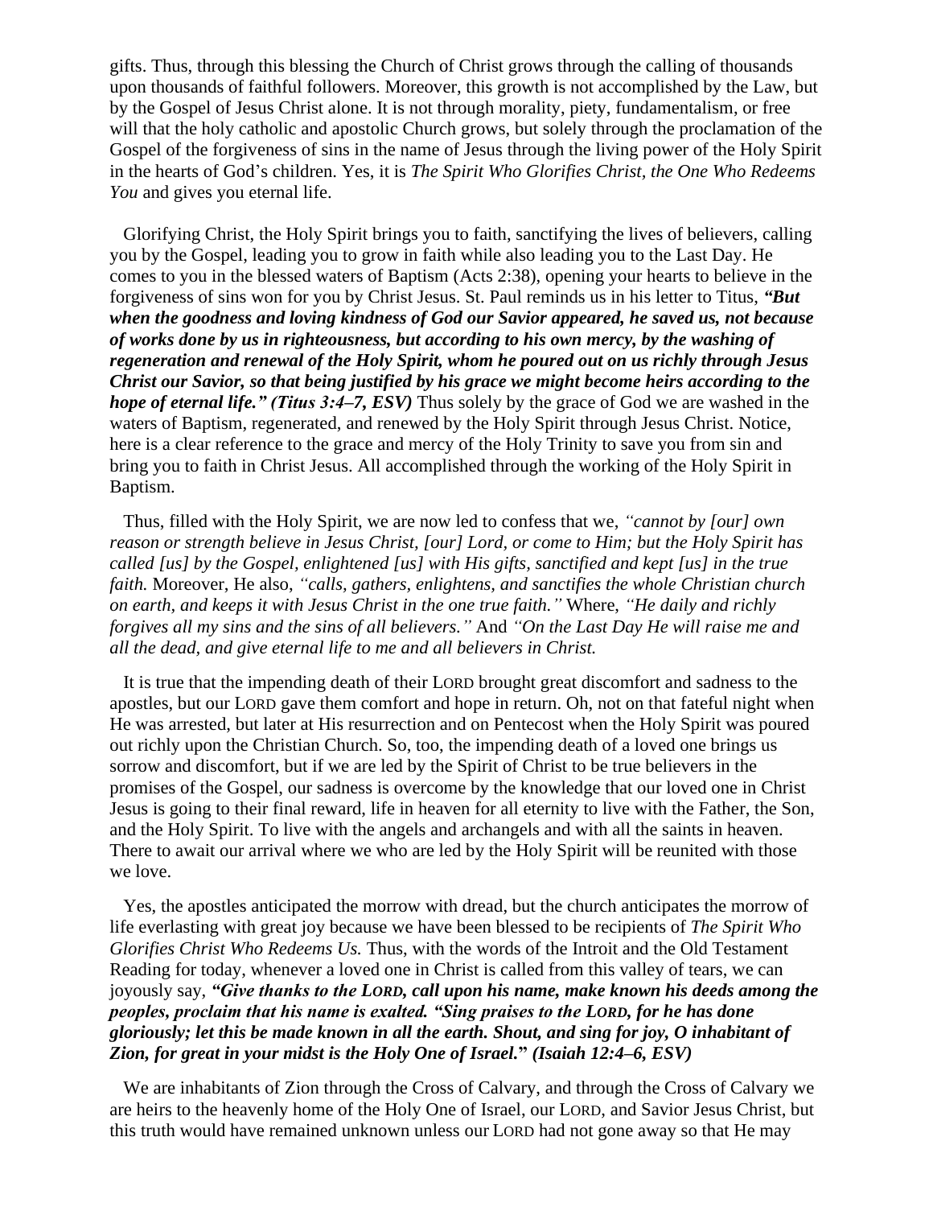gifts. Thus, through this blessing the Church of Christ grows through the calling of thousands upon thousands of faithful followers. Moreover, this growth is not accomplished by the Law, but by the Gospel of Jesus Christ alone. It is not through morality, piety, fundamentalism, or free will that the holy catholic and apostolic Church grows, but solely through the proclamation of the Gospel of the forgiveness of sins in the name of Jesus through the living power of the Holy Spirit in the hearts of God's children. Yes, it is *The Spirit Who Glorifies Christ, the One Who Redeems You* and gives you eternal life.

Glorifying Christ, the Holy Spirit brings you to faith, sanctifying the lives of believers, calling you by the Gospel, leading you to grow in faith while also leading you to the Last Day. He comes to you in the blessed waters of Baptism (Acts 2:38), opening your hearts to believe in the forgiveness of sins won for you by Christ Jesus. St. Paul reminds us in his letter to Titus, ***"But when the goodness and loving kindness of God our Savior appeared, he saved us, not because of works done by us in righteousness, but according to his own mercy, by the washing of regeneration and renewal of the Holy Spirit, whom he poured out on us richly through Jesus Christ our Savior, so that being justified by his grace we might become heirs according to the hope of eternal life." (Titus 3:4–7, ESV)*** Thus solely by the grace of God we are washed in the waters of Baptism, regenerated, and renewed by the Holy Spirit through Jesus Christ. Notice, here is a clear reference to the grace and mercy of the Holy Trinity to save you from sin and bring you to faith in Christ Jesus. All accomplished through the working of the Holy Spirit in Baptism.

Thus, filled with the Holy Spirit, we are now led to confess that we, *"cannot by [our] own reason or strength believe in Jesus Christ, [our] Lord, or come to Him; but the Holy Spirit has called [us] by the Gospel, enlightened [us] with His gifts, sanctified and kept [us] in the true faith.* Moreover, He also, *"calls, gathers, enlightens, and sanctifies the whole Christian church on earth, and keeps it with Jesus Christ in the one true faith."* Where, *"He daily and richly forgives all my sins and the sins of all believers."* And *"On the Last Day He will raise me and all the dead, and give eternal life to me and all believers in Christ.*

It is true that the impending death of their LORD brought great discomfort and sadness to the apostles, but our LORD gave them comfort and hope in return. Oh, not on that fateful night when He was arrested, but later at His resurrection and on Pentecost when the Holy Spirit was poured out richly upon the Christian Church. So, too, the impending death of a loved one brings us sorrow and discomfort, but if we are led by the Spirit of Christ to be true believers in the promises of the Gospel, our sadness is overcome by the knowledge that our loved one in Christ Jesus is going to their final reward, life in heaven for all eternity to live with the Father, the Son, and the Holy Spirit. To live with the angels and archangels and with all the saints in heaven. There to await our arrival where we who are led by the Holy Spirit will be reunited with those we love.

Yes, the apostles anticipated the morrow with dread, but the church anticipates the morrow of life everlasting with great joy because we have been blessed to be recipients of *The Spirit Who Glorifies Christ Who Redeems Us.* Thus, with the words of the Introit and the Old Testament Reading for today, whenever a loved one in Christ is called from this valley of tears, we can joyously say, ***"Give thanks to the LORD, call upon his name, make known his deeds among the peoples, proclaim that his name is exalted. "Sing praises to the LORD, for he has done gloriously; let this be made known in all the earth. Shout, and sing for joy, O inhabitant of Zion, for great in your midst is the Holy One of Israel." (Isaiah 12:4–6, ESV)***

We are inhabitants of Zion through the Cross of Calvary, and through the Cross of Calvary we are heirs to the heavenly home of the Holy One of Israel, our LORD, and Savior Jesus Christ, but this truth would have remained unknown unless our LORD had not gone away so that He may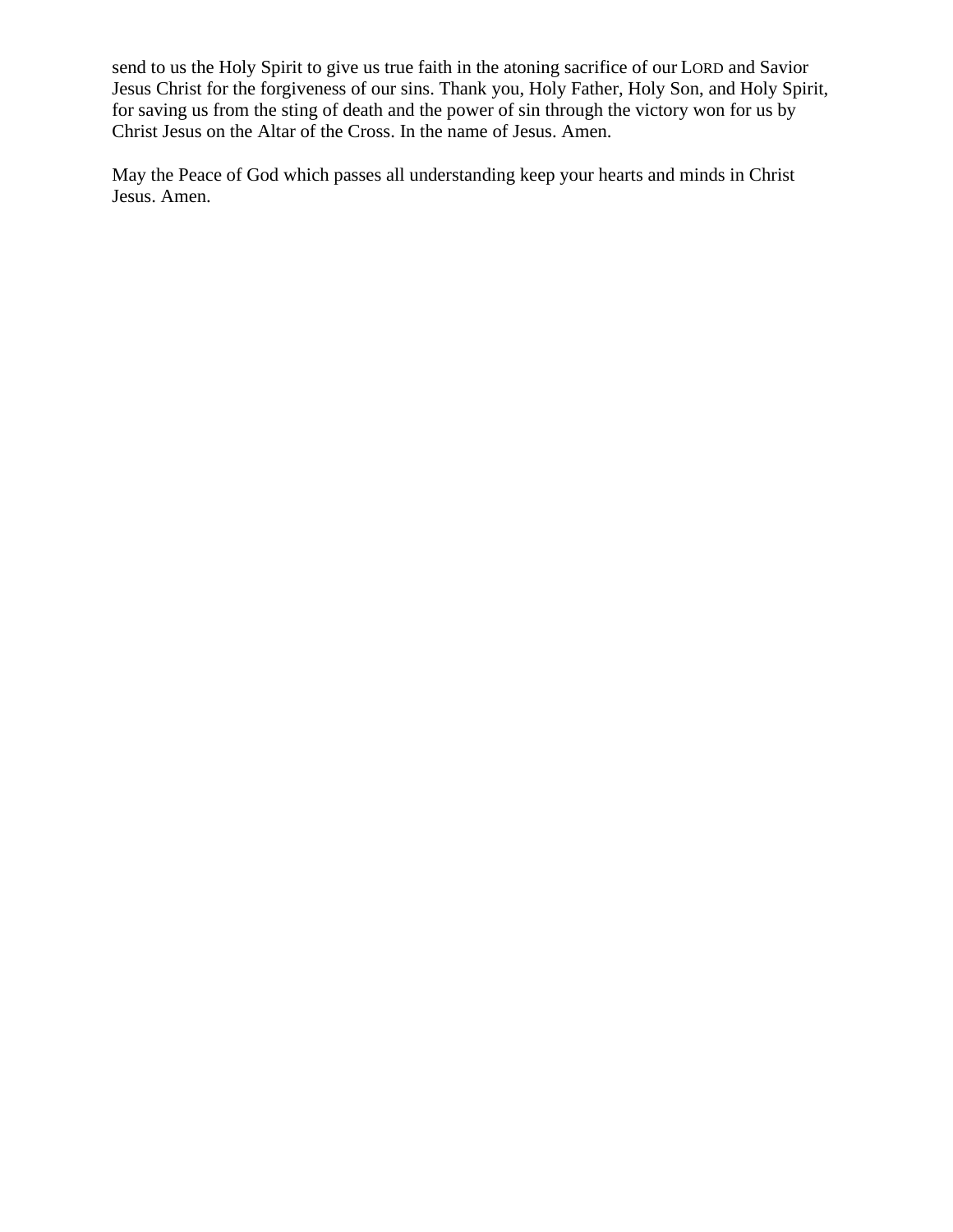send to us the Holy Spirit to give us true faith in the atoning sacrifice of our LORD and Savior Jesus Christ for the forgiveness of our sins. Thank you, Holy Father, Holy Son, and Holy Spirit, for saving us from the sting of death and the power of sin through the victory won for us by Christ Jesus on the Altar of the Cross. In the name of Jesus. Amen.

May the Peace of God which passes all understanding keep your hearts and minds in Christ Jesus. Amen.